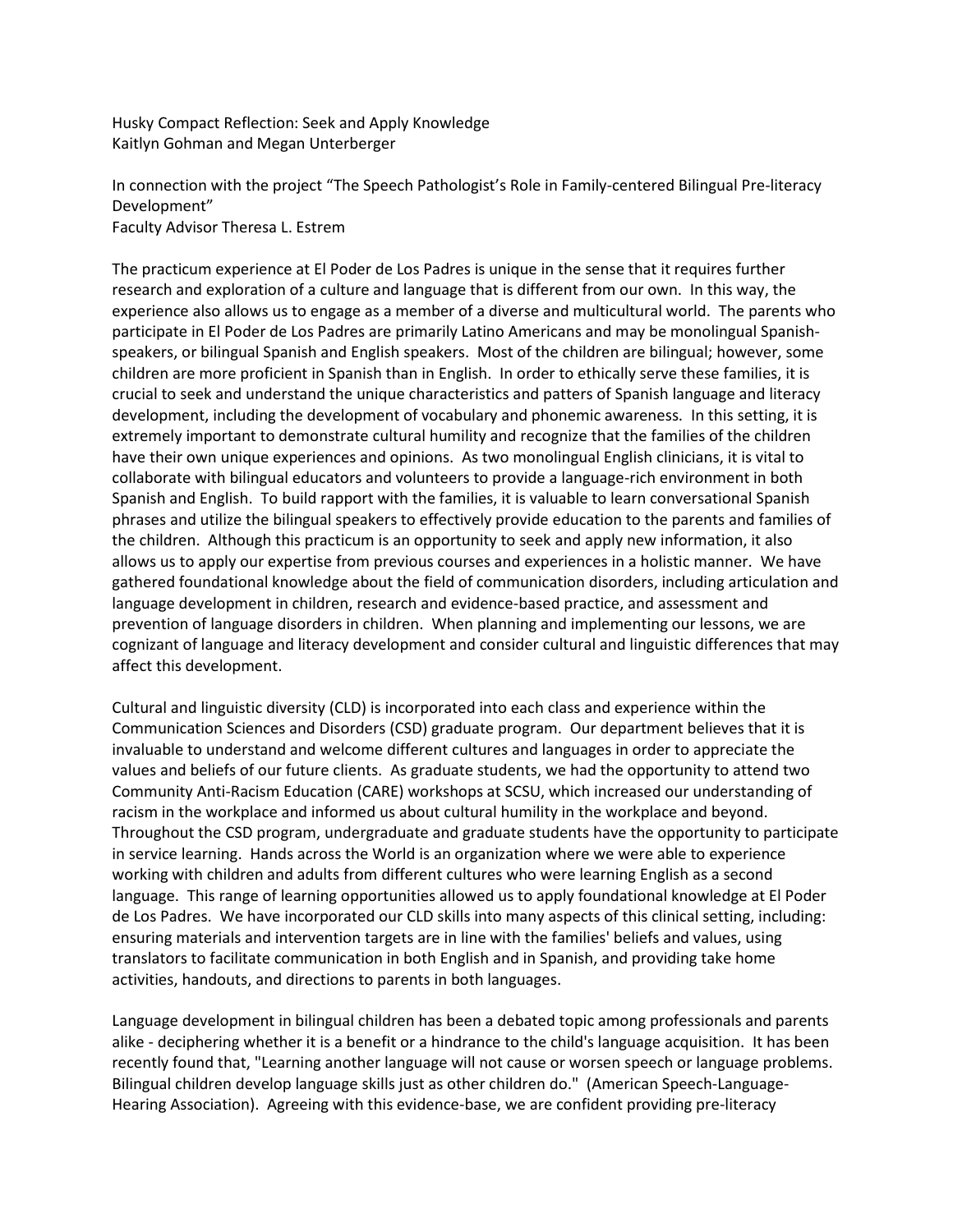Husky Compact Reflection: Seek and Apply Knowledge
Kaitlyn Gohman and Megan Unterberger

In connection with the project "The Speech Pathologist's Role in Family-centered Bilingual Pre-literacy Development"
Faculty Advisor Theresa L. Estrem

The practicum experience at El Poder de Los Padres is unique in the sense that it requires further research and exploration of a culture and language that is different from our own. In this way, the experience also allows us to engage as a member of a diverse and multicultural world. The parents who participate in El Poder de Los Padres are primarily Latino Americans and may be monolingual Spanish-speakers, or bilingual Spanish and English speakers. Most of the children are bilingual; however, some children are more proficient in Spanish than in English. In order to ethically serve these families, it is crucial to seek and understand the unique characteristics and patters of Spanish language and literacy development, including the development of vocabulary and phonemic awareness. In this setting, it is extremely important to demonstrate cultural humility and recognize that the families of the children have their own unique experiences and opinions. As two monolingual English clinicians, it is vital to collaborate with bilingual educators and volunteers to provide a language-rich environment in both Spanish and English. To build rapport with the families, it is valuable to learn conversational Spanish phrases and utilize the bilingual speakers to effectively provide education to the parents and families of the children. Although this practicum is an opportunity to seek and apply new information, it also allows us to apply our expertise from previous courses and experiences in a holistic manner. We have gathered foundational knowledge about the field of communication disorders, including articulation and language development in children, research and evidence-based practice, and assessment and prevention of language disorders in children. When planning and implementing our lessons, we are cognizant of language and literacy development and consider cultural and linguistic differences that may affect this development.

Cultural and linguistic diversity (CLD) is incorporated into each class and experience within the Communication Sciences and Disorders (CSD) graduate program. Our department believes that it is invaluable to understand and welcome different cultures and languages in order to appreciate the values and beliefs of our future clients. As graduate students, we had the opportunity to attend two Community Anti-Racism Education (CARE) workshops at SCSU, which increased our understanding of racism in the workplace and informed us about cultural humility in the workplace and beyond. Throughout the CSD program, undergraduate and graduate students have the opportunity to participate in service learning. Hands across the World is an organization where we were able to experience working with children and adults from different cultures who were learning English as a second language. This range of learning opportunities allowed us to apply foundational knowledge at El Poder de Los Padres. We have incorporated our CLD skills into many aspects of this clinical setting, including: ensuring materials and intervention targets are in line with the families' beliefs and values, using translators to facilitate communication in both English and in Spanish, and providing take home activities, handouts, and directions to parents in both languages.

Language development in bilingual children has been a debated topic among professionals and parents alike - deciphering whether it is a benefit or a hindrance to the child's language acquisition. It has been recently found that, "Learning another language will not cause or worsen speech or language problems. Bilingual children develop language skills just as other children do." (American Speech-Language-Hearing Association). Agreeing with this evidence-base, we are confident providing pre-literacy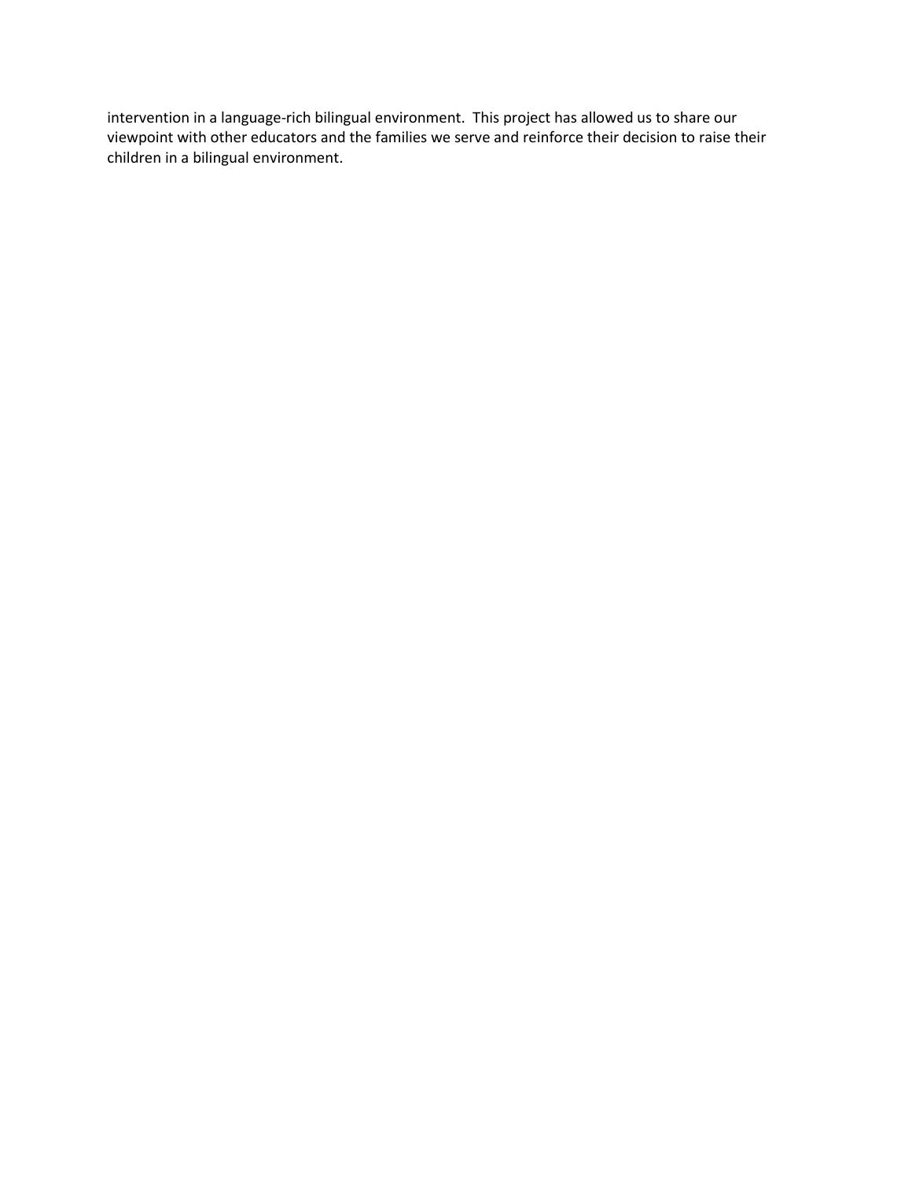intervention in a language-rich bilingual environment.  This project has allowed us to share our viewpoint with other educators and the families we serve and reinforce their decision to raise their children in a bilingual environment.